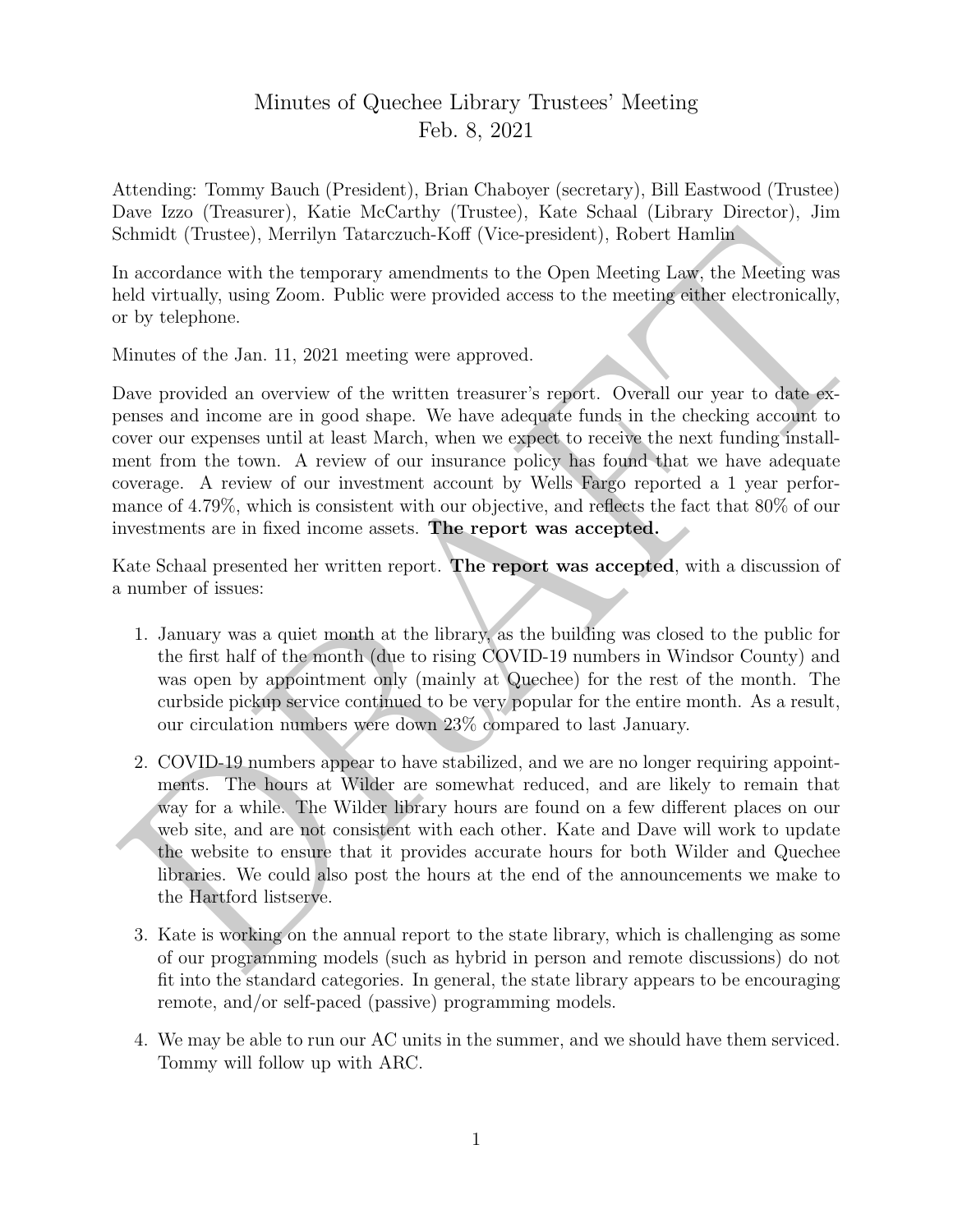# Minutes of Quechee Library Trustees' Meeting
## Feb. 8, 2021

Attending: Tommy Bauch (President), Brian Chaboyer (secretary), Bill Eastwood (Trustee) Dave Izzo (Treasurer), Katie McCarthy (Trustee), Kate Schaal (Library Director), Jim Schmidt (Trustee), Merrilyn Tatarczuch-Koff (Vice-president), Robert Hamlin

In accordance with the temporary amendments to the Open Meeting Law, the Meeting was held virtually, using Zoom. Public were provided access to the meeting either electronically, or by telephone.

Minutes of the Jan. 11, 2021 meeting were approved.

Dave provided an overview of the written treasurer's report. Overall our year to date expenses and income are in good shape. We have adequate funds in the checking account to cover our expenses until at least March, when we expect to receive the next funding installment from the town. A review of our insurance policy has found that we have adequate coverage. A review of our investment account by Wells Fargo reported a 1 year performance of 4.79%, which is consistent with our objective, and reflects the fact that 80% of our investments are in fixed income assets. **The report was accepted.**

Kate Schaal presented her written report. **The report was accepted**, with a discussion of a number of issues:

1. January was a quiet month at the library, as the building was closed to the public for the first half of the month (due to rising COVID-19 numbers in Windsor County) and was open by appointment only (mainly at Quechee) for the rest of the month. The curbside pickup service continued to be very popular for the entire month. As a result, our circulation numbers were down 23% compared to last January.

2. COVID-19 numbers appear to have stabilized, and we are no longer requiring appointments. The hours at Wilder are somewhat reduced, and are likely to remain that way for a while. The Wilder library hours are found on a few different places on our web site, and are not consistent with each other. Kate and Dave will work to update the website to ensure that it provides accurate hours for both Wilder and Quechee libraries. We could also post the hours at the end of the announcements we make to the Hartford listserve.

3. Kate is working on the annual report to the state library, which is challenging as some of our programming models (such as hybrid in person and remote discussions) do not fit into the standard categories. In general, the state library appears to be encouraging remote, and/or self-paced (passive) programming models.

4. We may be able to run our AC units in the summer, and we should have them serviced. Tommy will follow up with ARC.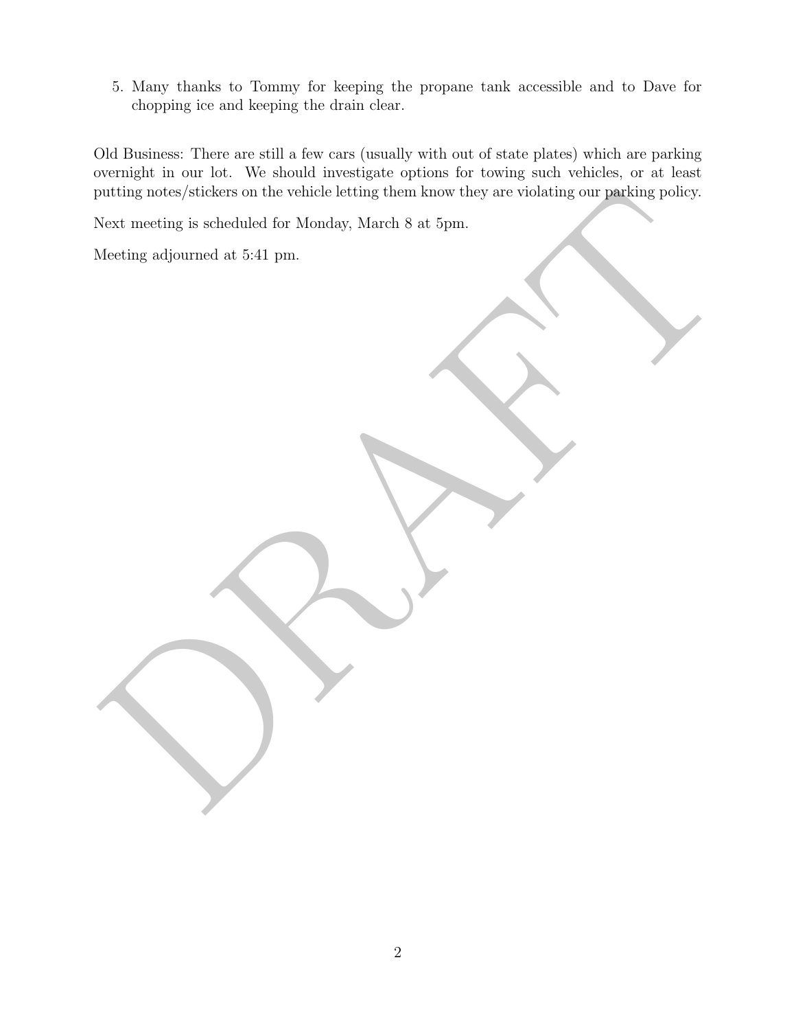5. Many thanks to Tommy for keeping the propane tank accessible and to Dave for chopping ice and keeping the drain clear.

Old Business: There are still a few cars (usually with out of state plates) which are parking overnight in our lot. We should investigate options for towing such vehicles, or at least putting notes/stickers on the vehicle letting them know they are violating our parking policy.

Next meeting is scheduled for Monday, March 8 at 5pm.

Meeting adjourned at 5:41 pm.